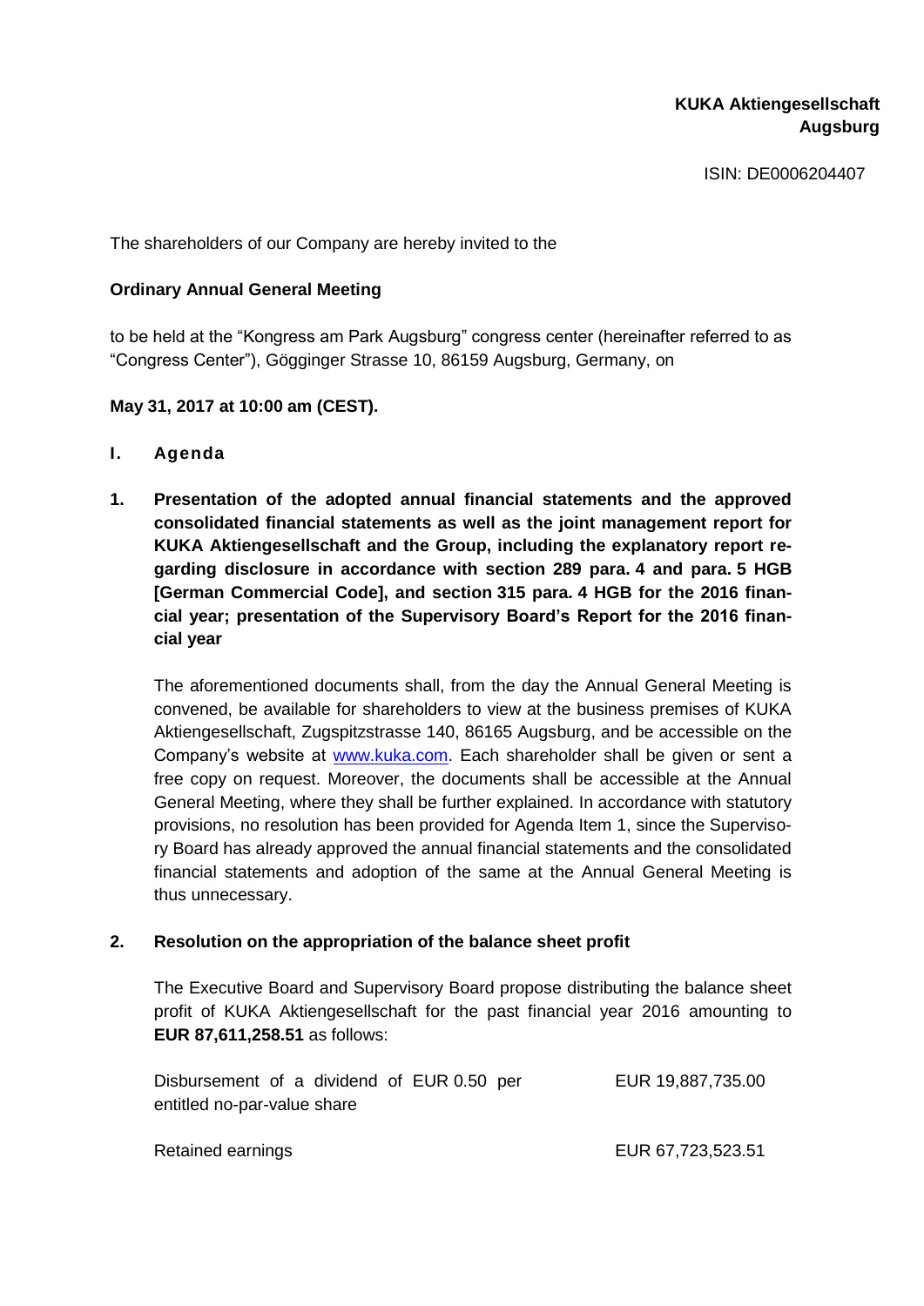**KUKA Aktiengesellschaft**
**Augsburg**

ISIN: DE0006204407

The shareholders of our Company are hereby invited to the

**Ordinary Annual General Meeting**

to be held at the "Kongress am Park Augsburg" congress center (hereinafter referred to as "Congress Center"), Gögginger Strasse 10, 86159 Augsburg, Germany, on

**May 31, 2017 at 10:00 am (CEST).**

# I. Agenda

## 1. Presentation of the adopted annual financial statements and the approved consolidated financial statements as well as the joint management report for KUKA Aktiengesellschaft and the Group, including the explanatory report regarding disclosure in accordance with section 289 para. 4 and para. 5 HGB [German Commercial Code], and section 315 para. 4 HGB for the 2016 financial year; presentation of the Supervisory Board's Report for the 2016 financial year

The aforementioned documents shall, from the day the Annual General Meeting is convened, be available for shareholders to view at the business premises of KUKA Aktiengesellschaft, Zugspitzstrasse 140, 86165 Augsburg, and be accessible on the Company's website at www.kuka.com. Each shareholder shall be given or sent a free copy on request. Moreover, the documents shall be accessible at the Annual General Meeting, where they shall be further explained. In accordance with statutory provisions, no resolution has been provided for Agenda Item 1, since the Supervisory Board has already approved the annual financial statements and the consolidated financial statements and adoption of the same at the Annual General Meeting is thus unnecessary.

## 2. Resolution on the appropriation of the balance sheet profit

The Executive Board and Supervisory Board propose distributing the balance sheet profit of KUKA Aktiengesellschaft for the past financial year 2016 amounting to **EUR 87,611,258.51** as follows:

| | |
|---|---|
| Disbursement of a dividend of EUR 0.50 per entitled no-par-value share | EUR 19,887,735.00 |
| Retained earnings | EUR 67,723,523.51 |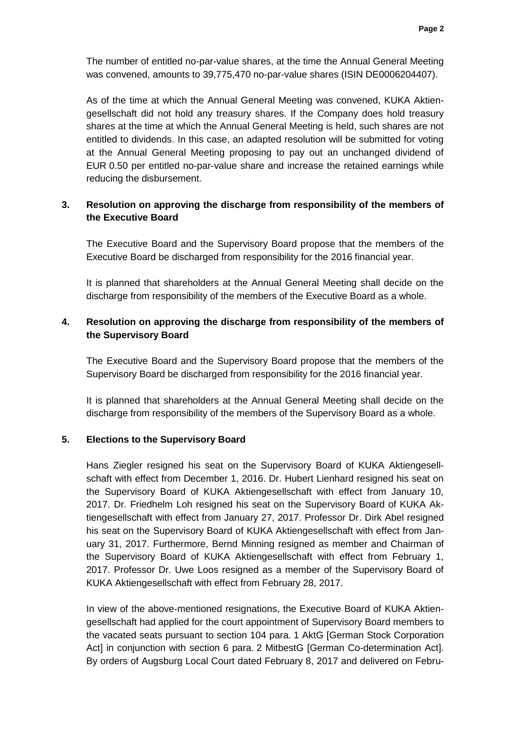The number of entitled no-par-value shares, at the time the Annual General Meeting was convened, amounts to 39,775,470 no-par-value shares (ISIN DE0006204407).

As of the time at which the Annual General Meeting was convened, KUKA Aktiengesellschaft did not hold any treasury shares. If the Company does hold treasury shares at the time at which the Annual General Meeting is held, such shares are not entitled to dividends. In this case, an adapted resolution will be submitted for voting at the Annual General Meeting proposing to pay out an unchanged dividend of EUR 0.50 per entitled no-par-value share and increase the retained earnings while reducing the disbursement.

## 3. Resolution on approving the discharge from responsibility of the members of the Executive Board

The Executive Board and the Supervisory Board propose that the members of the Executive Board be discharged from responsibility for the 2016 financial year.

It is planned that shareholders at the Annual General Meeting shall decide on the discharge from responsibility of the members of the Executive Board as a whole.

## 4. Resolution on approving the discharge from responsibility of the members of the Supervisory Board

The Executive Board and the Supervisory Board propose that the members of the Supervisory Board be discharged from responsibility for the 2016 financial year.

It is planned that shareholders at the Annual General Meeting shall decide on the discharge from responsibility of the members of the Supervisory Board as a whole.

## 5. Elections to the Supervisory Board

Hans Ziegler resigned his seat on the Supervisory Board of KUKA Aktiengesellschaft with effect from December 1, 2016. Dr. Hubert Lienhard resigned his seat on the Supervisory Board of KUKA Aktiengesellschaft with effect from January 10, 2017. Dr. Friedhelm Loh resigned his seat on the Supervisory Board of KUKA Aktiengesellschaft with effect from January 27, 2017. Professor Dr. Dirk Abel resigned his seat on the Supervisory Board of KUKA Aktiengesellschaft with effect from January 31, 2017. Furthermore, Bernd Minning resigned as member and Chairman of the Supervisory Board of KUKA Aktiengesellschaft with effect from February 1, 2017. Professor Dr. Uwe Loos resigned as a member of the Supervisory Board of KUKA Aktiengesellschaft with effect from February 28, 2017.

In view of the above-mentioned resignations, the Executive Board of KUKA Aktiengesellschaft had applied for the court appointment of Supervisory Board members to the vacated seats pursuant to section 104 para. 1 AktG [German Stock Corporation Act] in conjunction with section 6 para. 2 MitbestG [German Co-determination Act]. By orders of Augsburg Local Court dated February 8, 2017 and delivered on Febru-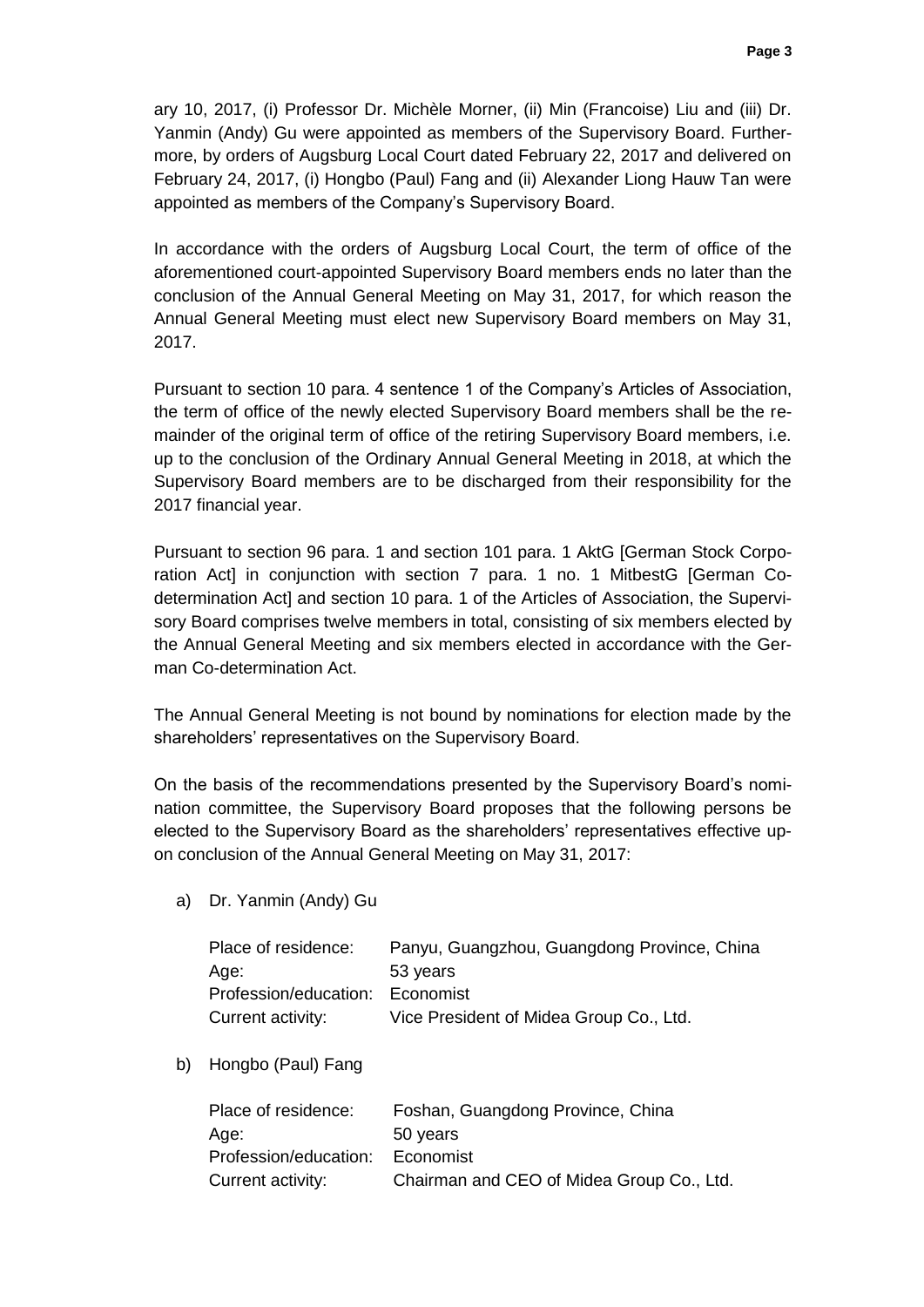ary 10, 2017, (i) Professor Dr. Michèle Morner, (ii) Min (Francoise) Liu and (iii) Dr. Yanmin (Andy) Gu were appointed as members of the Supervisory Board. Furthermore, by orders of Augsburg Local Court dated February 22, 2017 and delivered on February 24, 2017, (i) Hongbo (Paul) Fang and (ii) Alexander Liong Hauw Tan were appointed as members of the Company's Supervisory Board.

In accordance with the orders of Augsburg Local Court, the term of office of the aforementioned court-appointed Supervisory Board members ends no later than the conclusion of the Annual General Meeting on May 31, 2017, for which reason the Annual General Meeting must elect new Supervisory Board members on May 31, 2017.

Pursuant to section 10 para. 4 sentence 1 of the Company's Articles of Association, the term of office of the newly elected Supervisory Board members shall be the remainder of the original term of office of the retiring Supervisory Board members, i.e. up to the conclusion of the Ordinary Annual General Meeting in 2018, at which the Supervisory Board members are to be discharged from their responsibility for the 2017 financial year.

Pursuant to section 96 para. 1 and section 101 para. 1 AktG [German Stock Corporation Act] in conjunction with section 7 para. 1 no. 1 MitbestG [German Co-determination Act] and section 10 para. 1 of the Articles of Association, the Supervisory Board comprises twelve members in total, consisting of six members elected by the Annual General Meeting and six members elected in accordance with the German Co-determination Act.

The Annual General Meeting is not bound by nominations for election made by the shareholders' representatives on the Supervisory Board.

On the basis of the recommendations presented by the Supervisory Board's nomination committee, the Supervisory Board proposes that the following persons be elected to the Supervisory Board as the shareholders' representatives effective upon conclusion of the Annual General Meeting on May 31, 2017:

a) Dr. Yanmin (Andy) Gu

   Place of residence: Panyu, Guangzhou, Guangdong Province, China
   Age: 53 years
   Profession/education: Economist
   Current activity: Vice President of Midea Group Co., Ltd.

b) Hongbo (Paul) Fang

   Place of residence: Foshan, Guangdong Province, China
   Age: 50 years
   Profession/education: Economist
   Current activity: Chairman and CEO of Midea Group Co., Ltd.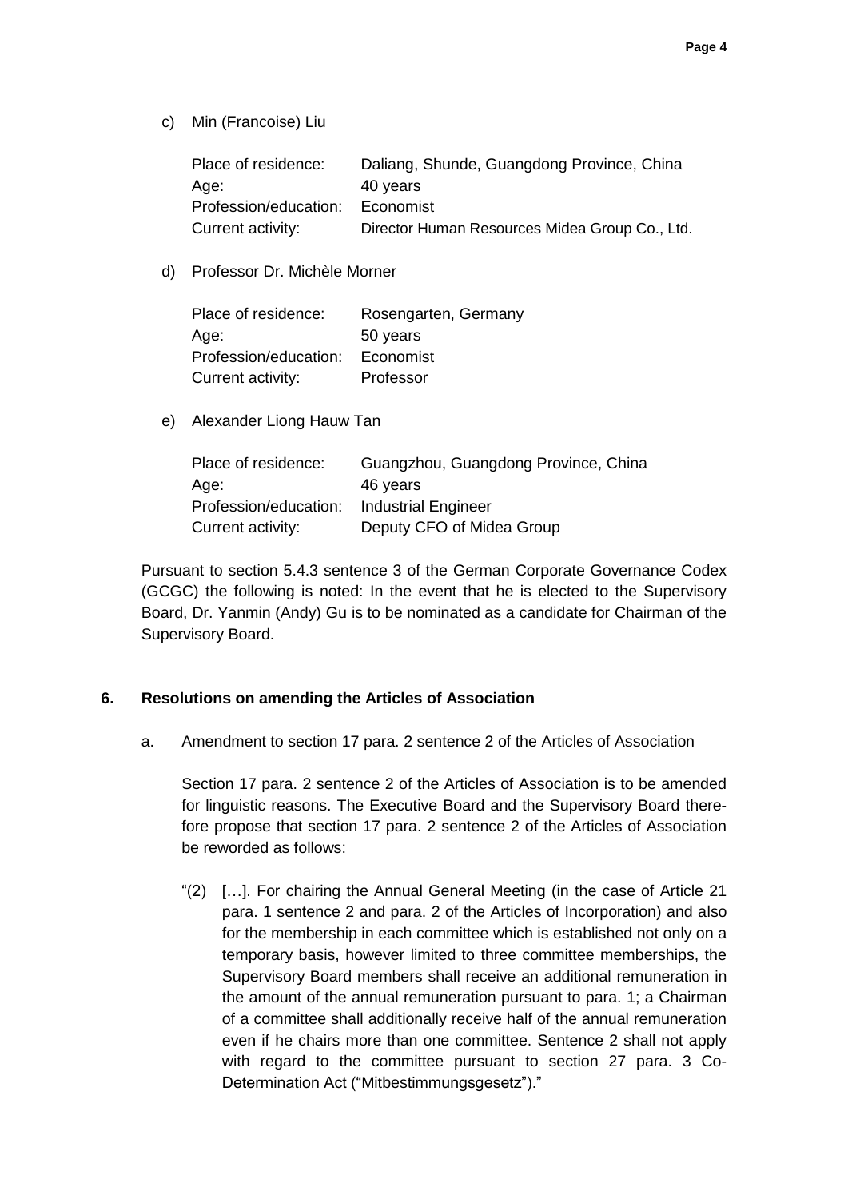c) Min (Francoise) Liu

| | |
|---|---|
| Place of residence: | Daliang, Shunde, Guangdong Province, China |
| Age: | 40 years |
| Profession/education: | Economist |
| Current activity: | Director Human Resources Midea Group Co., Ltd. |

d) Professor Dr. Michèle Morner

| | |
|---|---|
| Place of residence: | Rosengarten, Germany |
| Age: | 50 years |
| Profession/education: | Economist |
| Current activity: | Professor |

e) Alexander Liong Hauw Tan

| | |
|---|---|
| Place of residence: | Guangzhou, Guangdong Province, China |
| Age: | 46 years |
| Profession/education: | Industrial Engineer |
| Current activity: | Deputy CFO of Midea Group |

Pursuant to section 5.4.3 sentence 3 of the German Corporate Governance Codex (GCGC) the following is noted: In the event that he is elected to the Supervisory Board, Dr. Yanmin (Andy) Gu is to be nominated as a candidate for Chairman of the Supervisory Board.

**6. Resolutions on amending the Articles of Association**

a. Amendment to section 17 para. 2 sentence 2 of the Articles of Association

Section 17 para. 2 sentence 2 of the Articles of Association is to be amended for linguistic reasons. The Executive Board and the Supervisory Board therefore propose that section 17 para. 2 sentence 2 of the Articles of Association be reworded as follows:

"(2) […]. For chairing the Annual General Meeting (in the case of Article 21 para. 1 sentence 2 and para. 2 of the Articles of Incorporation) and also for the membership in each committee which is established not only on a temporary basis, however limited to three committee memberships, the Supervisory Board members shall receive an additional remuneration in the amount of the annual remuneration pursuant to para. 1; a Chairman of a committee shall additionally receive half of the annual remuneration even if he chairs more than one committee. Sentence 2 shall not apply with regard to the committee pursuant to section 27 para. 3 Co-Determination Act ("Mitbestimmungsgesetz")."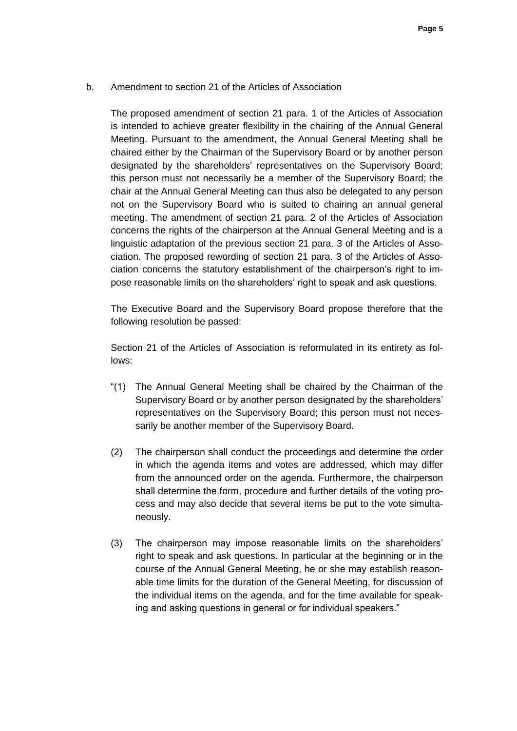b. Amendment to section 21 of the Articles of Association

The proposed amendment of section 21 para. 1 of the Articles of Association is intended to achieve greater flexibility in the chairing of the Annual General Meeting. Pursuant to the amendment, the Annual General Meeting shall be chaired either by the Chairman of the Supervisory Board or by another person designated by the shareholders' representatives on the Supervisory Board; this person must not necessarily be a member of the Supervisory Board; the chair at the Annual General Meeting can thus also be delegated to any person not on the Supervisory Board who is suited to chairing an annual general meeting. The amendment of section 21 para. 2 of the Articles of Association concerns the rights of the chairperson at the Annual General Meeting and is a linguistic adaptation of the previous section 21 para. 3 of the Articles of Association. The proposed rewording of section 21 para. 3 of the Articles of Association concerns the statutory establishment of the chairperson's right to impose reasonable limits on the shareholders' right to speak and ask questions.

The Executive Board and the Supervisory Board propose therefore that the following resolution be passed:

Section 21 of the Articles of Association is reformulated in its entirety as follows:

"(1) The Annual General Meeting shall be chaired by the Chairman of the Supervisory Board or by another person designated by the shareholders' representatives on the Supervisory Board; this person must not necessarily be another member of the Supervisory Board.

(2) The chairperson shall conduct the proceedings and determine the order in which the agenda items and votes are addressed, which may differ from the announced order on the agenda. Furthermore, the chairperson shall determine the form, procedure and further details of the voting process and may also decide that several items be put to the vote simultaneously.

(3) The chairperson may impose reasonable limits on the shareholders' right to speak and ask questions. In particular at the beginning or in the course of the Annual General Meeting, he or she may establish reasonable time limits for the duration of the General Meeting, for discussion of the individual items on the agenda, and for the time available for speaking and asking questions in general or for individual speakers."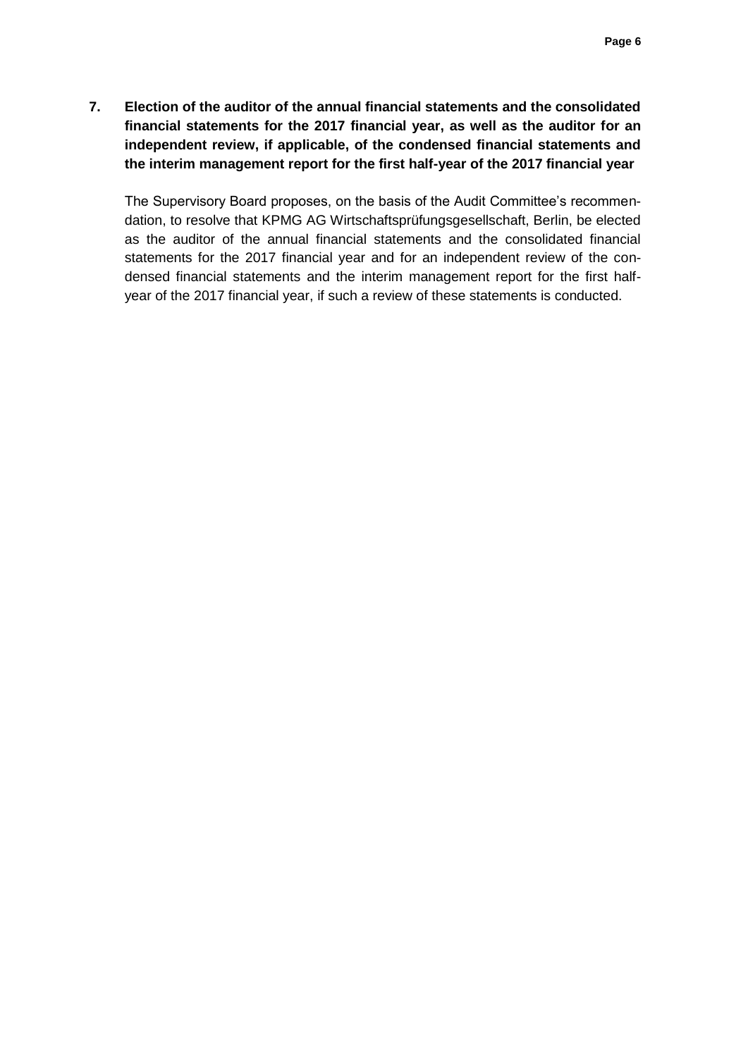**7. Election of the auditor of the annual financial statements and the consolidated financial statements for the 2017 financial year, as well as the auditor for an independent review, if applicable, of the condensed financial statements and the interim management report for the first half-year of the 2017 financial year**

The Supervisory Board proposes, on the basis of the Audit Committee's recommendation, to resolve that KPMG AG Wirtschaftsprüfungsgesellschaft, Berlin, be elected as the auditor of the annual financial statements and the consolidated financial statements for the 2017 financial year and for an independent review of the condensed financial statements and the interim management report for the first half-year of the 2017 financial year, if such a review of these statements is conducted.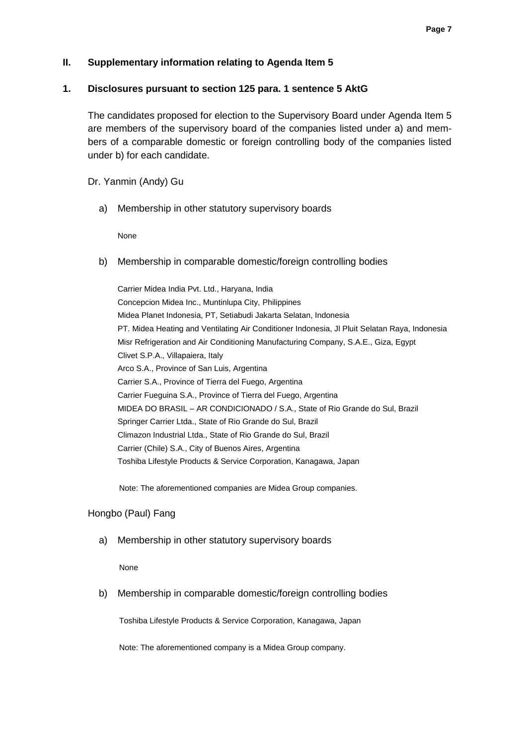## II. Supplementary information relating to Agenda Item 5

### 1. Disclosures pursuant to section 125 para. 1 sentence 5 AktG

The candidates proposed for election to the Supervisory Board under Agenda Item 5 are members of the supervisory board of the companies listed under a) and members of a comparable domestic or foreign controlling body of the companies listed under b) for each candidate.

Dr. Yanmin (Andy) Gu

a) Membership in other statutory supervisory boards

None

b) Membership in comparable domestic/foreign controlling bodies

Carrier Midea India Pvt. Ltd., Haryana, India
Concepcion Midea Inc., Muntinlupa City, Philippines
Midea Planet Indonesia, PT, Setiabudi Jakarta Selatan, Indonesia
PT. Midea Heating and Ventilating Air Conditioner Indonesia, Jl Pluit Selatan Raya, Indonesia
Misr Refrigeration and Air Conditioning Manufacturing Company, S.A.E., Giza, Egypt
Clivet S.P.A., Villapaiera, Italy
Arco S.A., Province of San Luis, Argentina
Carrier S.A., Province of Tierra del Fuego, Argentina
Carrier Fueguina S.A., Province of Tierra del Fuego, Argentina
MIDEA DO BRASIL – AR CONDICIONADO / S.A., State of Rio Grande do Sul, Brazil
Springer Carrier Ltda., State of Rio Grande do Sul, Brazil
Climazon Industrial Ltda., State of Rio Grande do Sul, Brazil
Carrier (Chile) S.A., City of Buenos Aires, Argentina
Toshiba Lifestyle Products & Service Corporation, Kanagawa, Japan

Note: The aforementioned companies are Midea Group companies.

Hongbo (Paul) Fang

a) Membership in other statutory supervisory boards

None

b) Membership in comparable domestic/foreign controlling bodies

Toshiba Lifestyle Products & Service Corporation, Kanagawa, Japan

Note: The aforementioned company is a Midea Group company.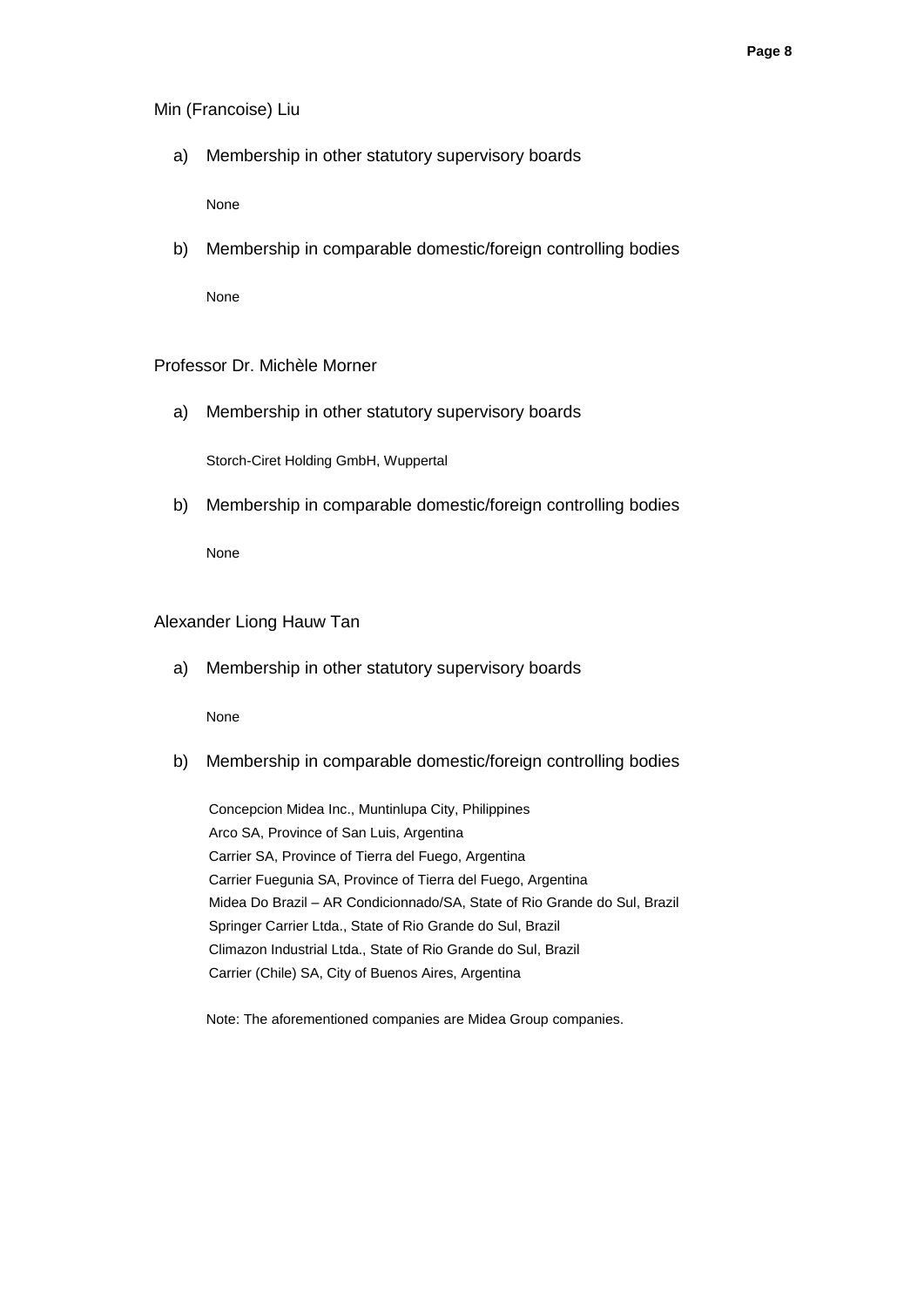Min (Francoise) Liu

a) Membership in other statutory supervisory boards

None

b) Membership in comparable domestic/foreign controlling bodies

None

Professor Dr. Michèle Morner

a) Membership in other statutory supervisory boards

Storch-Ciret Holding GmbH, Wuppertal

b) Membership in comparable domestic/foreign controlling bodies

None

Alexander Liong Hauw Tan

a) Membership in other statutory supervisory boards

None

b) Membership in comparable domestic/foreign controlling bodies

Concepcion Midea Inc., Muntinlupa City, Philippines
Arco SA, Province of San Luis, Argentina
Carrier SA, Province of Tierra del Fuego, Argentina
Carrier Fuegunia SA, Province of Tierra del Fuego, Argentina
Midea Do Brazil – AR Condicionnado/SA, State of Rio Grande do Sul, Brazil
Springer Carrier Ltda., State of Rio Grande do Sul, Brazil
Climazon Industrial Ltda., State of Rio Grande do Sul, Brazil
Carrier (Chile) SA, City of Buenos Aires, Argentina

Note: The aforementioned companies are Midea Group companies.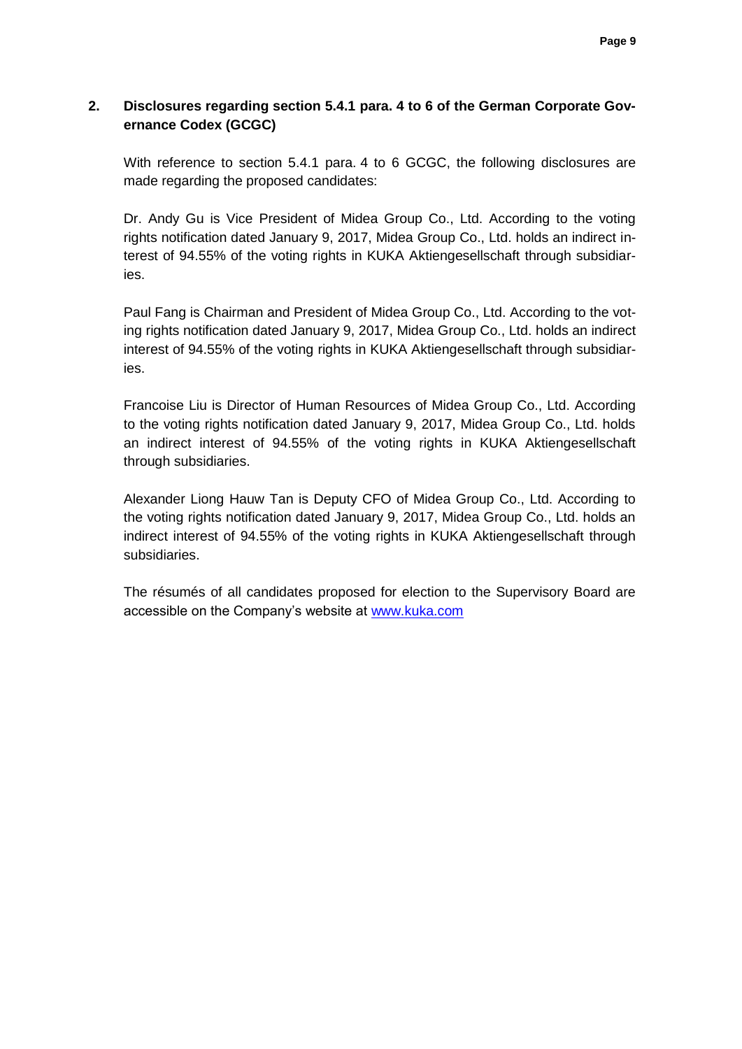## 2. Disclosures regarding section 5.4.1 para. 4 to 6 of the German Corporate Governance Codex (GCGC)

With reference to section 5.4.1 para. 4 to 6 GCGC, the following disclosures are made regarding the proposed candidates:

Dr. Andy Gu is Vice President of Midea Group Co., Ltd. According to the voting rights notification dated January 9, 2017, Midea Group Co., Ltd. holds an indirect interest of 94.55% of the voting rights in KUKA Aktiengesellschaft through subsidiaries.

Paul Fang is Chairman and President of Midea Group Co., Ltd. According to the voting rights notification dated January 9, 2017, Midea Group Co., Ltd. holds an indirect interest of 94.55% of the voting rights in KUKA Aktiengesellschaft through subsidiaries.

Francoise Liu is Director of Human Resources of Midea Group Co., Ltd. According to the voting rights notification dated January 9, 2017, Midea Group Co., Ltd. holds an indirect interest of 94.55% of the voting rights in KUKA Aktiengesellschaft through subsidiaries.

Alexander Liong Hauw Tan is Deputy CFO of Midea Group Co., Ltd. According to the voting rights notification dated January 9, 2017, Midea Group Co., Ltd. holds an indirect interest of 94.55% of the voting rights in KUKA Aktiengesellschaft through subsidiaries.

The résumés of all candidates proposed for election to the Supervisory Board are accessible on the Company's website at www.kuka.com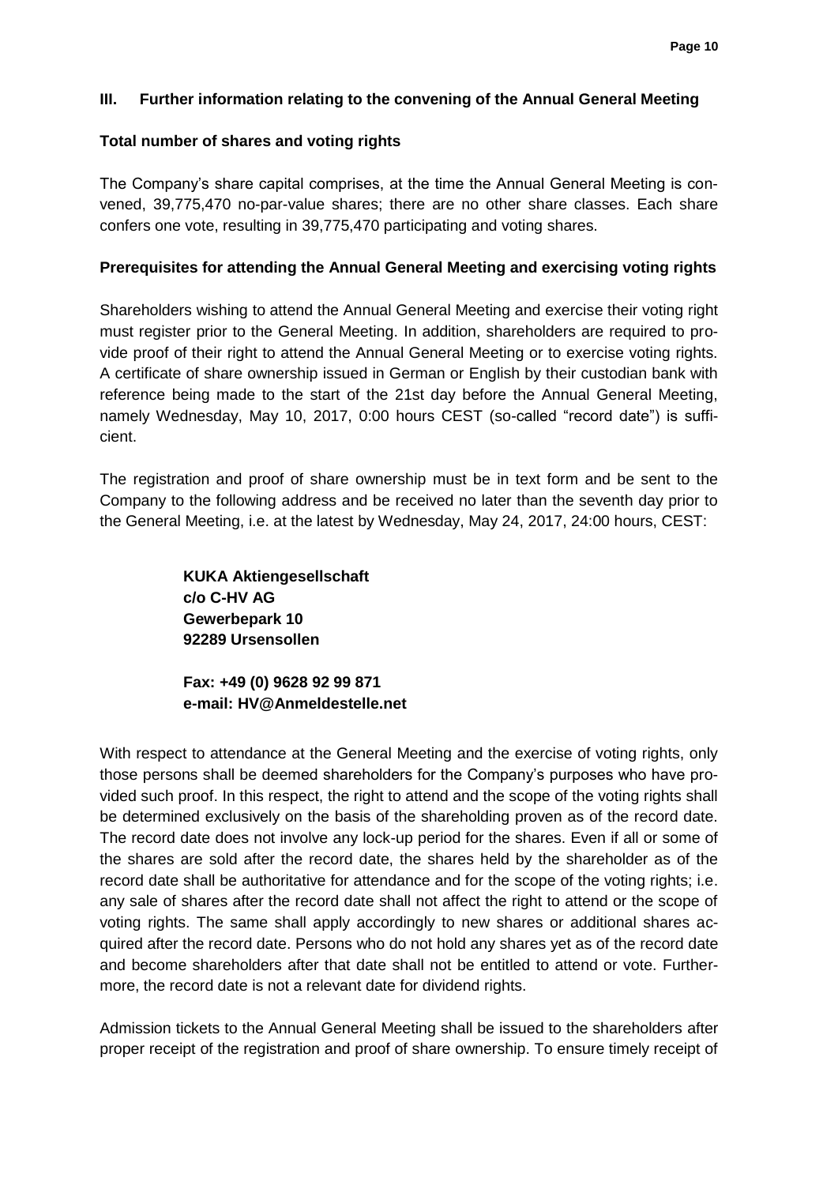## III. Further information relating to the convening of the Annual General Meeting

### Total number of shares and voting rights

The Company's share capital comprises, at the time the Annual General Meeting is convened, 39,775,470 no-par-value shares; there are no other share classes. Each share confers one vote, resulting in 39,775,470 participating and voting shares.

### Prerequisites for attending the Annual General Meeting and exercising voting rights

Shareholders wishing to attend the Annual General Meeting and exercise their voting right must register prior to the General Meeting. In addition, shareholders are required to provide proof of their right to attend the Annual General Meeting or to exercise voting rights. A certificate of share ownership issued in German or English by their custodian bank with reference being made to the start of the 21st day before the Annual General Meeting, namely Wednesday, May 10, 2017, 0:00 hours CEST (so-called "record date") is sufficient.

The registration and proof of share ownership must be in text form and be sent to the Company to the following address and be received no later than the seventh day prior to the General Meeting, i.e. at the latest by Wednesday, May 24, 2017, 24:00 hours, CEST:

**KUKA Aktiengesellschaft**
**c/o C-HV AG**
**Gewerbepark 10**
**92289 Ursensollen**

**Fax: +49 (0) 9628 92 99 871**
**e-mail: HV@Anmeldestelle.net**

With respect to attendance at the General Meeting and the exercise of voting rights, only those persons shall be deemed shareholders for the Company's purposes who have provided such proof. In this respect, the right to attend and the scope of the voting rights shall be determined exclusively on the basis of the shareholding proven as of the record date. The record date does not involve any lock-up period for the shares. Even if all or some of the shares are sold after the record date, the shares held by the shareholder as of the record date shall be authoritative for attendance and for the scope of the voting rights; i.e. any sale of shares after the record date shall not affect the right to attend or the scope of voting rights. The same shall apply accordingly to new shares or additional shares acquired after the record date. Persons who do not hold any shares yet as of the record date and become shareholders after that date shall not be entitled to attend or vote. Furthermore, the record date is not a relevant date for dividend rights.

Admission tickets to the Annual General Meeting shall be issued to the shareholders after proper receipt of the registration and proof of share ownership. To ensure timely receipt of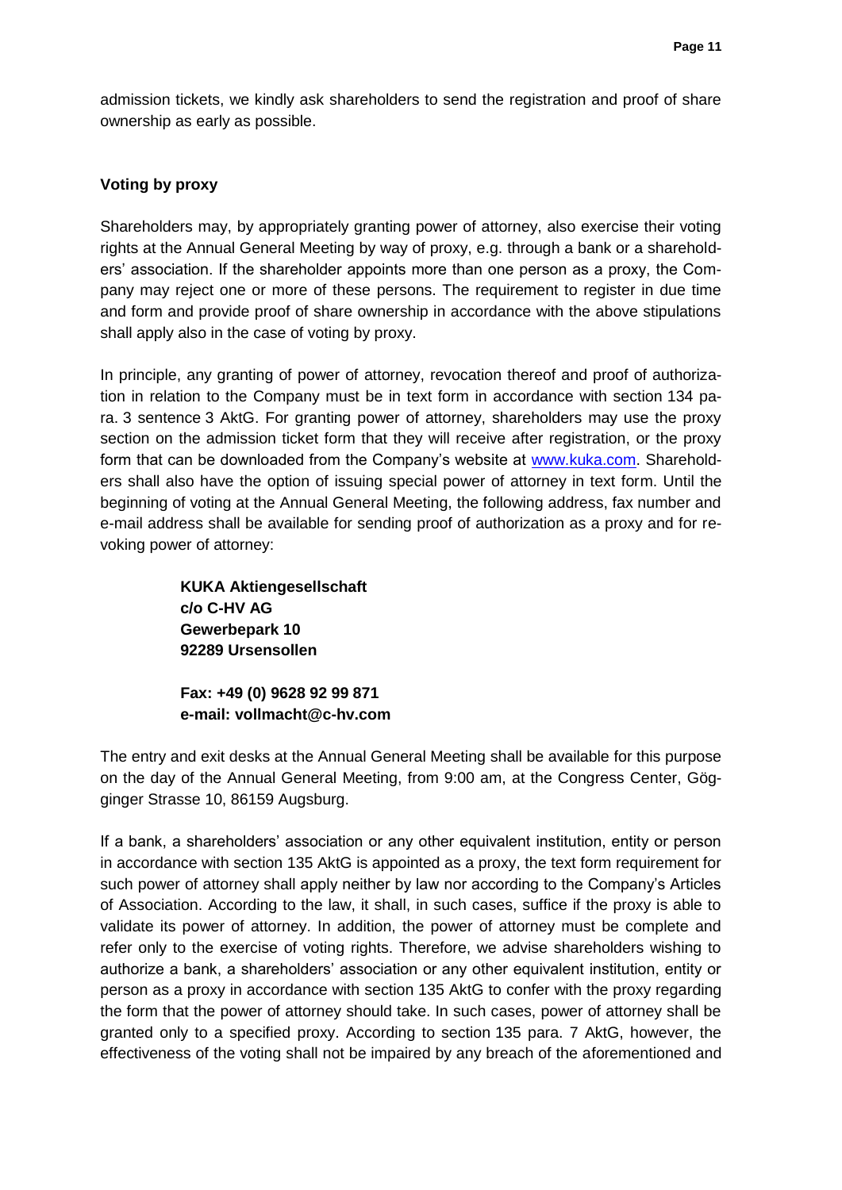admission tickets, we kindly ask shareholders to send the registration and proof of share ownership as early as possible.

## Voting by proxy

Shareholders may, by appropriately granting power of attorney, also exercise their voting rights at the Annual General Meeting by way of proxy, e.g. through a bank or a shareholders' association. If the shareholder appoints more than one person as a proxy, the Company may reject one or more of these persons. The requirement to register in due time and form and provide proof of share ownership in accordance with the above stipulations shall apply also in the case of voting by proxy.

In principle, any granting of power of attorney, revocation thereof and proof of authorization in relation to the Company must be in text form in accordance with section 134 para. 3 sentence 3 AktG. For granting power of attorney, shareholders may use the proxy section on the admission ticket form that they will receive after registration, or the proxy form that can be downloaded from the Company's website at www.kuka.com. Shareholders shall also have the option of issuing special power of attorney in text form. Until the beginning of voting at the Annual General Meeting, the following address, fax number and e-mail address shall be available for sending proof of authorization as a proxy and for revoking power of attorney:

**KUKA Aktiengesellschaft**
**c/o C-HV AG**
**Gewerbepark 10**
**92289 Ursensollen**

**Fax: +49 (0) 9628 92 99 871**
**e-mail: vollmacht@c-hv.com**

The entry and exit desks at the Annual General Meeting shall be available for this purpose on the day of the Annual General Meeting, from 9:00 am, at the Congress Center, Gögginger Strasse 10, 86159 Augsburg.

If a bank, a shareholders' association or any other equivalent institution, entity or person in accordance with section 135 AktG is appointed as a proxy, the text form requirement for such power of attorney shall apply neither by law nor according to the Company's Articles of Association. According to the law, it shall, in such cases, suffice if the proxy is able to validate its power of attorney. In addition, the power of attorney must be complete and refer only to the exercise of voting rights. Therefore, we advise shareholders wishing to authorize a bank, a shareholders' association or any other equivalent institution, entity or person as a proxy in accordance with section 135 AktG to confer with the proxy regarding the form that the power of attorney should take. In such cases, power of attorney shall be granted only to a specified proxy. According to section 135 para. 7 AktG, however, the effectiveness of the voting shall not be impaired by any breach of the aforementioned and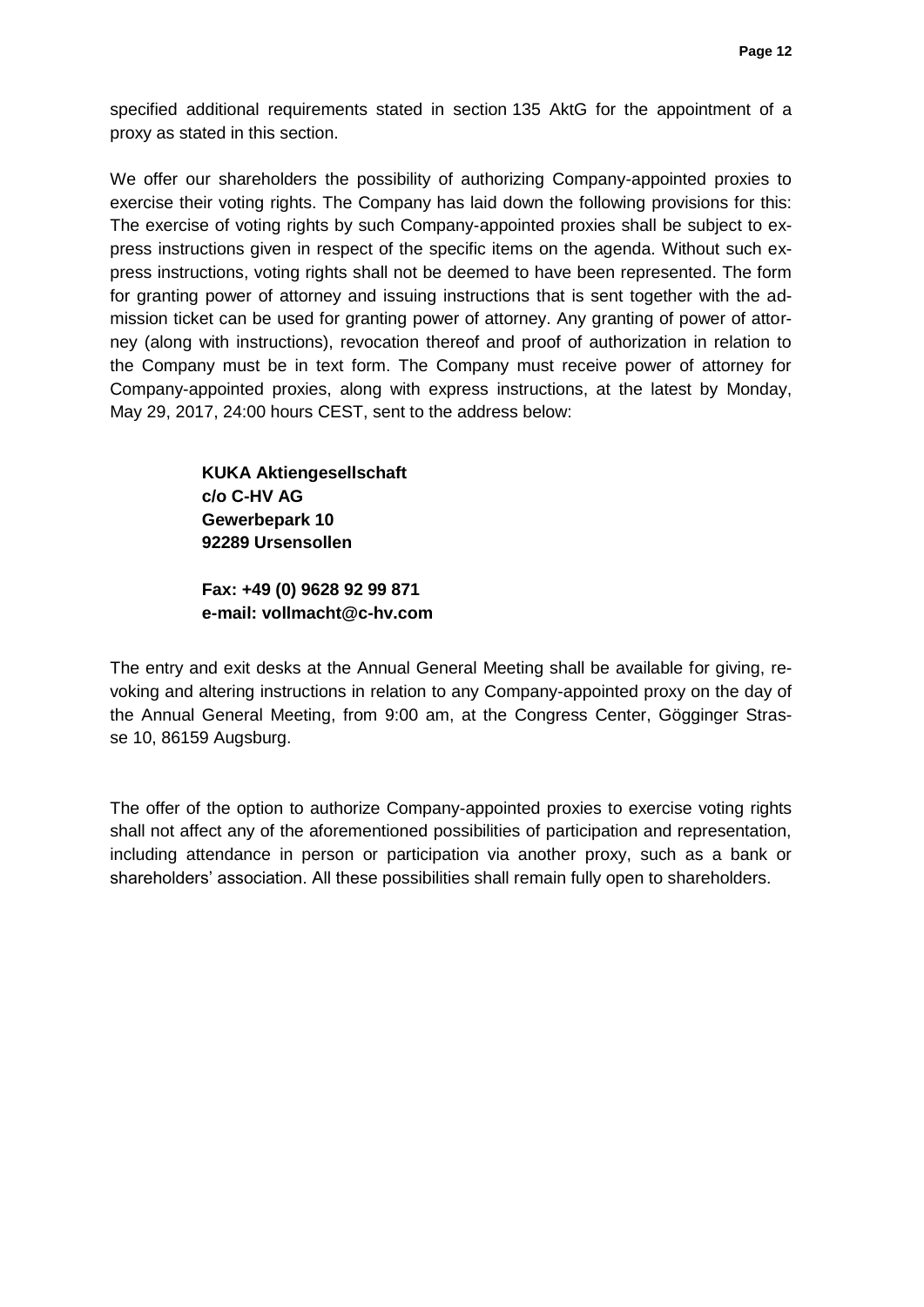specified additional requirements stated in section 135 AktG for the appointment of a proxy as stated in this section.

We offer our shareholders the possibility of authorizing Company-appointed proxies to exercise their voting rights. The Company has laid down the following provisions for this: The exercise of voting rights by such Company-appointed proxies shall be subject to express instructions given in respect of the specific items on the agenda. Without such express instructions, voting rights shall not be deemed to have been represented. The form for granting power of attorney and issuing instructions that is sent together with the admission ticket can be used for granting power of attorney. Any granting of power of attorney (along with instructions), revocation thereof and proof of authorization in relation to the Company must be in text form. The Company must receive power of attorney for Company-appointed proxies, along with express instructions, at the latest by Monday, May 29, 2017, 24:00 hours CEST, sent to the address below:

**KUKA Aktiengesellschaft**
**c/o C-HV AG**
**Gewerbepark 10**
**92289 Ursensollen**

**Fax: +49 (0) 9628 92 99 871**
**e-mail: vollmacht@c-hv.com**

The entry and exit desks at the Annual General Meeting shall be available for giving, revoking and altering instructions in relation to any Company-appointed proxy on the day of the Annual General Meeting, from 9:00 am, at the Congress Center, Gögginger Strasse 10, 86159 Augsburg.

The offer of the option to authorize Company-appointed proxies to exercise voting rights shall not affect any of the aforementioned possibilities of participation and representation, including attendance in person or participation via another proxy, such as a bank or shareholders' association. All these possibilities shall remain fully open to shareholders.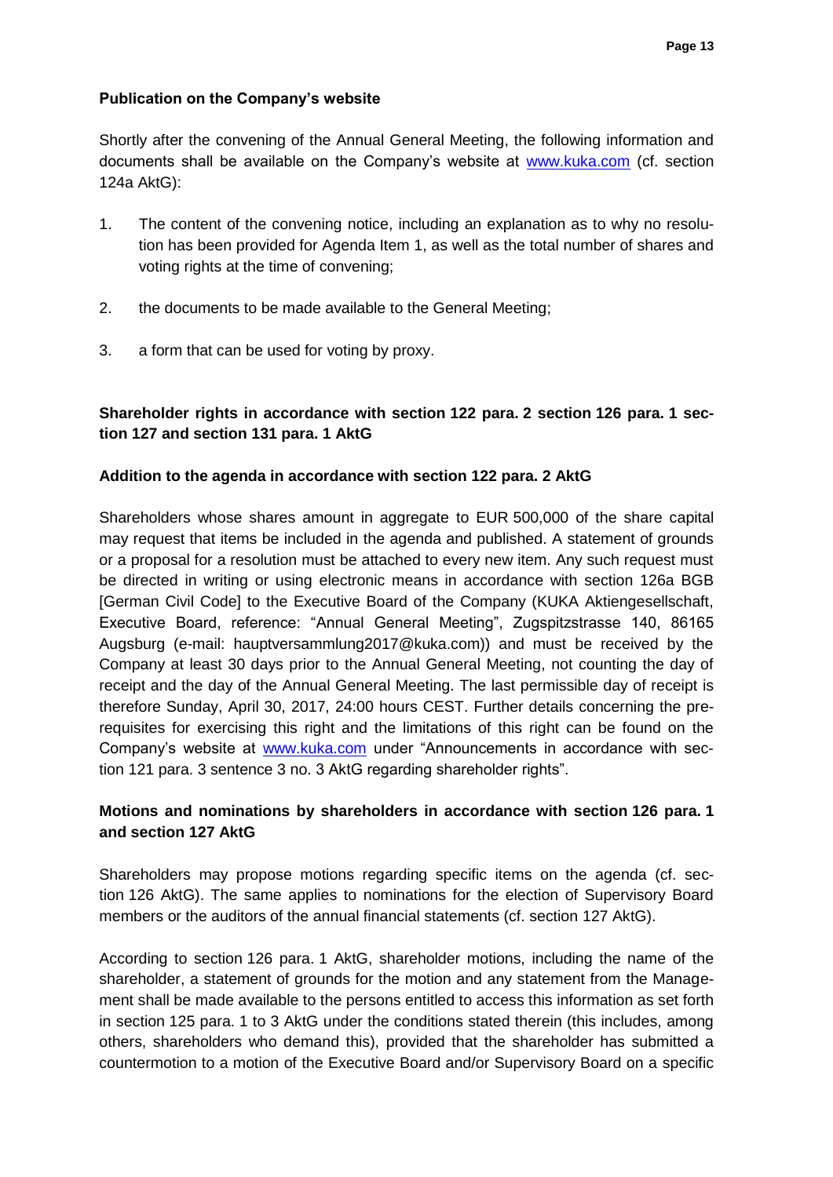**Publication on the Company's website**

Shortly after the convening of the Annual General Meeting, the following information and documents shall be available on the Company's website at www.kuka.com (cf. section 124a AktG):

1. The content of the convening notice, including an explanation as to why no resolution has been provided for Agenda Item 1, as well as the total number of shares and voting rights at the time of convening;
2. the documents to be made available to the General Meeting;
3. a form that can be used for voting by proxy.

**Shareholder rights in accordance with section 122 para. 2 section 126 para. 1 section 127 and section 131 para. 1 AktG**

**Addition to the agenda in accordance with section 122 para. 2 AktG**

Shareholders whose shares amount in aggregate to EUR 500,000 of the share capital may request that items be included in the agenda and published. A statement of grounds or a proposal for a resolution must be attached to every new item. Any such request must be directed in writing or using electronic means in accordance with section 126a BGB [German Civil Code] to the Executive Board of the Company (KUKA Aktiengesellschaft, Executive Board, reference: "Annual General Meeting", Zugspitzstrasse 140, 86165 Augsburg (e-mail: hauptversammlung2017@kuka.com)) and must be received by the Company at least 30 days prior to the Annual General Meeting, not counting the day of receipt and the day of the Annual General Meeting. The last permissible day of receipt is therefore Sunday, April 30, 2017, 24:00 hours CEST. Further details concerning the prerequisites for exercising this right and the limitations of this right can be found on the Company's website at www.kuka.com under "Announcements in accordance with section 121 para. 3 sentence 3 no. 3 AktG regarding shareholder rights".

**Motions and nominations by shareholders in accordance with section 126 para. 1 and section 127 AktG**

Shareholders may propose motions regarding specific items on the agenda (cf. section 126 AktG). The same applies to nominations for the election of Supervisory Board members or the auditors of the annual financial statements (cf. section 127 AktG).

According to section 126 para. 1 AktG, shareholder motions, including the name of the shareholder, a statement of grounds for the motion and any statement from the Management shall be made available to the persons entitled to access this information as set forth in section 125 para. 1 to 3 AktG under the conditions stated therein (this includes, among others, shareholders who demand this), provided that the shareholder has submitted a countermotion to a motion of the Executive Board and/or Supervisory Board on a specific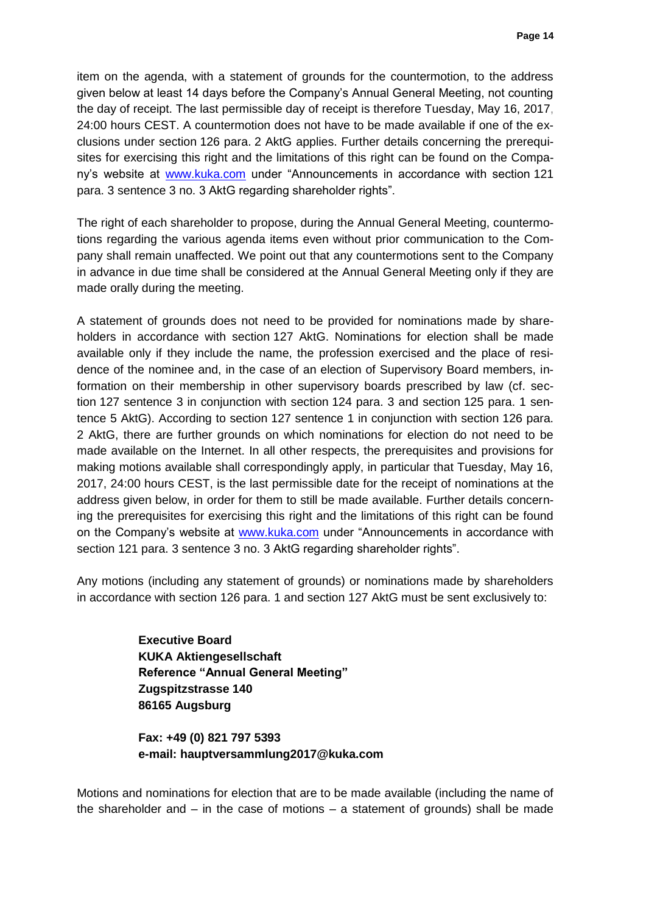item on the agenda, with a statement of grounds for the countermotion, to the address given below at least 14 days before the Company's Annual General Meeting, not counting the day of receipt. The last permissible day of receipt is therefore Tuesday, May 16, 2017, 24:00 hours CEST. A countermotion does not have to be made available if one of the exclusions under section 126 para. 2 AktG applies. Further details concerning the prerequisites for exercising this right and the limitations of this right can be found on the Company's website at www.kuka.com under "Announcements in accordance with section 121 para. 3 sentence 3 no. 3 AktG regarding shareholder rights".

The right of each shareholder to propose, during the Annual General Meeting, countermotions regarding the various agenda items even without prior communication to the Company shall remain unaffected. We point out that any countermotions sent to the Company in advance in due time shall be considered at the Annual General Meeting only if they are made orally during the meeting.

A statement of grounds does not need to be provided for nominations made by shareholders in accordance with section 127 AktG. Nominations for election shall be made available only if they include the name, the profession exercised and the place of residence of the nominee and, in the case of an election of Supervisory Board members, information on their membership in other supervisory boards prescribed by law (cf. section 127 sentence 3 in conjunction with section 124 para. 3 and section 125 para. 1 sentence 5 AktG). According to section 127 sentence 1 in conjunction with section 126 para. 2 AktG, there are further grounds on which nominations for election do not need to be made available on the Internet. In all other respects, the prerequisites and provisions for making motions available shall correspondingly apply, in particular that Tuesday, May 16, 2017, 24:00 hours CEST, is the last permissible date for the receipt of nominations at the address given below, in order for them to still be made available. Further details concerning the prerequisites for exercising this right and the limitations of this right can be found on the Company's website at www.kuka.com under "Announcements in accordance with section 121 para. 3 sentence 3 no. 3 AktG regarding shareholder rights".

Any motions (including any statement of grounds) or nominations made by shareholders in accordance with section 126 para. 1 and section 127 AktG must be sent exclusively to:

> **Executive Board**
> **KUKA Aktiengesellschaft**
> **Reference "Annual General Meeting"**
> **Zugspitzstrasse 140**
> **86165 Augsburg**
>
> **Fax: +49 (0) 821 797 5393**
> **e-mail: hauptversammlung2017@kuka.com**

Motions and nominations for election that are to be made available (including the name of the shareholder and – in the case of motions – a statement of grounds) shall be made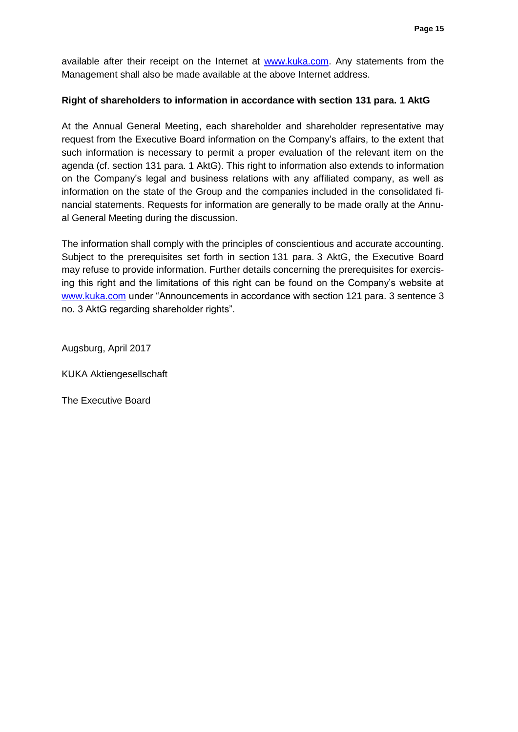available after their receipt on the Internet at www.kuka.com. Any statements from the Management shall also be made available at the above Internet address.

**Right of shareholders to information in accordance with section 131 para. 1 AktG**

At the Annual General Meeting, each shareholder and shareholder representative may request from the Executive Board information on the Company's affairs, to the extent that such information is necessary to permit a proper evaluation of the relevant item on the agenda (cf. section 131 para. 1 AktG). This right to information also extends to information on the Company's legal and business relations with any affiliated company, as well as information on the state of the Group and the companies included in the consolidated financial statements. Requests for information are generally to be made orally at the Annual General Meeting during the discussion.

The information shall comply with the principles of conscientious and accurate accounting. Subject to the prerequisites set forth in section 131 para. 3 AktG, the Executive Board may refuse to provide information. Further details concerning the prerequisites for exercising this right and the limitations of this right can be found on the Company's website at www.kuka.com under "Announcements in accordance with section 121 para. 3 sentence 3 no. 3 AktG regarding shareholder rights".

Augsburg, April 2017

KUKA Aktiengesellschaft

The Executive Board